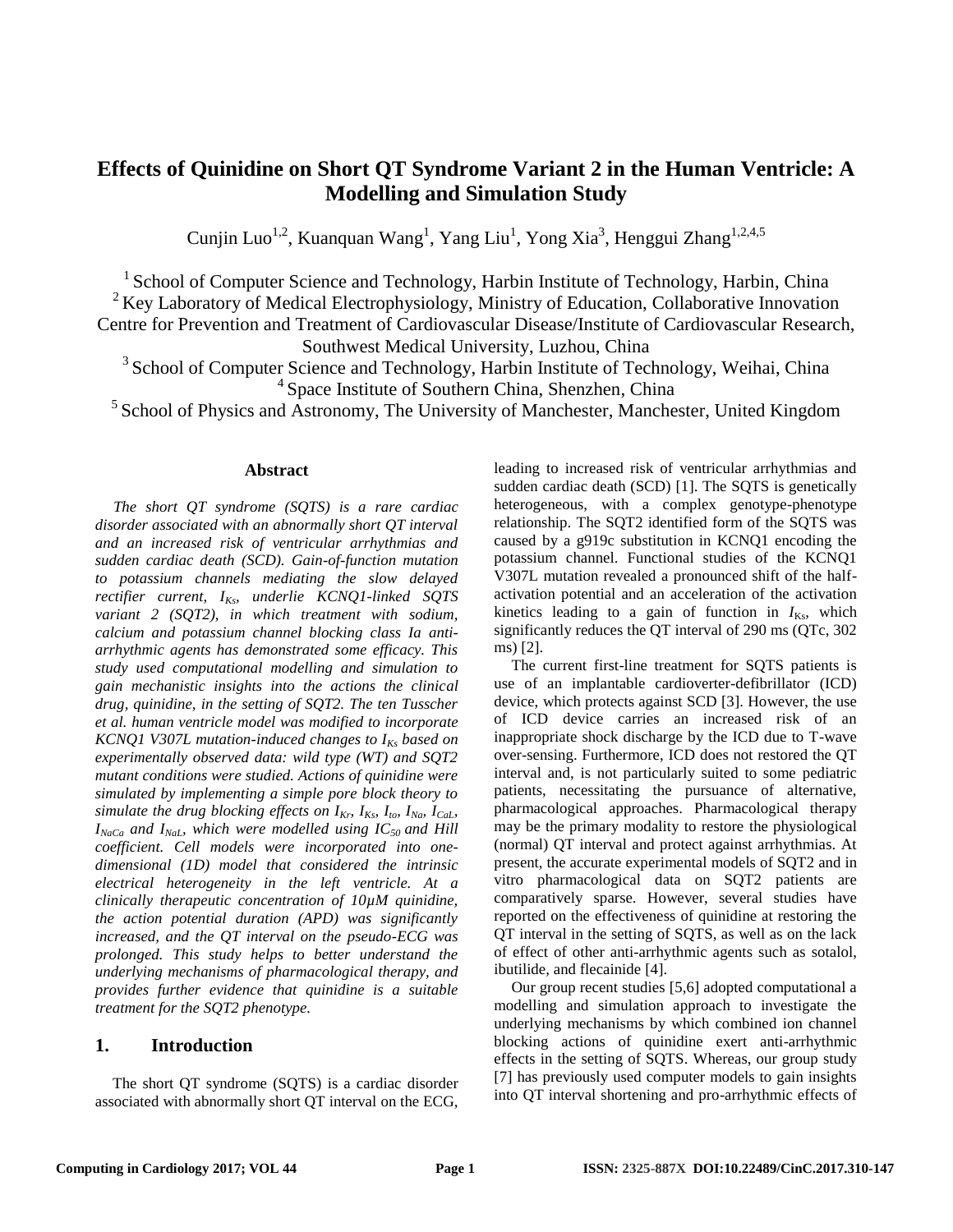# Effects of Quinidine on Short QT Syndrome Variant 2 in the Human Ventricle: A Modelling and Simulation Study

Cunjin Luo[1,2], Kuanquan Wang[1], Yang Liu[1], Yong Xia[3], Henggui Zhang[1,2,4,5]

[1] School of Computer Science and Technology, Harbin Institute of Technology, Harbin, China
[2] Key Laboratory of Medical Electrophysiology, Ministry of Education, Collaborative Innovation Centre for Prevention and Treatment of Cardiovascular Disease/Institute of Cardiovascular Research, Southwest Medical University, Luzhou, China
[3] School of Computer Science and Technology, Harbin Institute of Technology, Weihai, China
[4] Space Institute of Southern China, Shenzhen, China
[5] School of Physics and Astronomy, The University of Manchester, Manchester, United Kingdom

### Abstract

*The short QT syndrome (SQTS) is a rare cardiac disorder associated with an abnormally short QT interval and an increased risk of ventricular arrhythmias and sudden cardiac death (SCD). Gain-of-function mutation to potassium channels mediating the slow delayed rectifier current, $I_{Ks}$, underlie KCNQ1-linked SQTS variant 2 (SQT2), in which treatment with sodium, calcium and potassium channel blocking class Ia anti-arrhythmic agents has demonstrated some efficacy. This study used computational modelling and simulation to gain mechanistic insights into the actions the clinical drug, quinidine, in the setting of SQT2. The ten Tusscher et al. human ventricle model was modified to incorporate KCNQ1 V307L mutation-induced changes to $I_{Ks}$ based on experimentally observed data: wild type (WT) and SQT2 mutant conditions were studied. Actions of quinidine were simulated by implementing a simple pore block theory to simulate the drug blocking effects on $I_{Kr}$, $I_{Ks}$, $I_{to}$, $I_{Na}$, $I_{CaL}$, $I_{NaCa}$ and $I_{NaL}$, which were modelled using $IC_{50}$ and Hill coefficient. Cell models were incorporated into one-dimensional (1D) model that considered the intrinsic electrical heterogeneity in the left ventricle. At a clinically therapeutic concentration of 10μM quinidine, the action potential duration (APD) was significantly increased, and the QT interval on the pseudo-ECG was prolonged. This study helps to better understand the underlying mechanisms of pharmacological therapy, and provides further evidence that quinidine is a suitable treatment for the SQT2 phenotype.*

## 1. Introduction

The short QT syndrome (SQTS) is a cardiac disorder associated with abnormally short QT interval on the ECG, leading to increased risk of ventricular arrhythmias and sudden cardiac death (SCD) [1]. The SQTS is genetically heterogeneous, with a complex genotype-phenotype relationship. The SQT2 identified form of the SQTS was caused by a g919c substitution in KCNQ1 encoding the potassium channel. Functional studies of the KCNQ1 V307L mutation revealed a pronounced shift of the half-activation potential and an acceleration of the activation kinetics leading to a gain of function in $I_{Ks}$, which significantly reduces the QT interval of 290 ms (QTc, 302 ms) [2].

The current first-line treatment for SQTS patients is use of an implantable cardioverter-defibrillator (ICD) device, which protects against SCD [3]. However, the use of ICD device carries an increased risk of an inappropriate shock discharge by the ICD due to T-wave over-sensing. Furthermore, ICD does not restored the QT interval and, is not particularly suited to some pediatric patients, necessitating the pursuance of alternative, pharmacological approaches. Pharmacological therapy may be the primary modality to restore the physiological (normal) QT interval and protect against arrhythmias. At present, the accurate experimental models of SQT2 and in vitro pharmacological data on SQT2 patients are comparatively sparse. However, several studies have reported on the effectiveness of quinidine at restoring the QT interval in the setting of SQTS, as well as on the lack of effect of other anti-arrhythmic agents such as sotalol, ibutilide, and flecainide [4].

Our group recent studies [5,6] adopted computational a modelling and simulation approach to investigate the underlying mechanisms by which combined ion channel blocking actions of quinidine exert anti-arrhythmic effects in the setting of SQTS. Whereas, our group study [7] has previously used computer models to gain insights into QT interval shortening and pro-arrhythmic effects of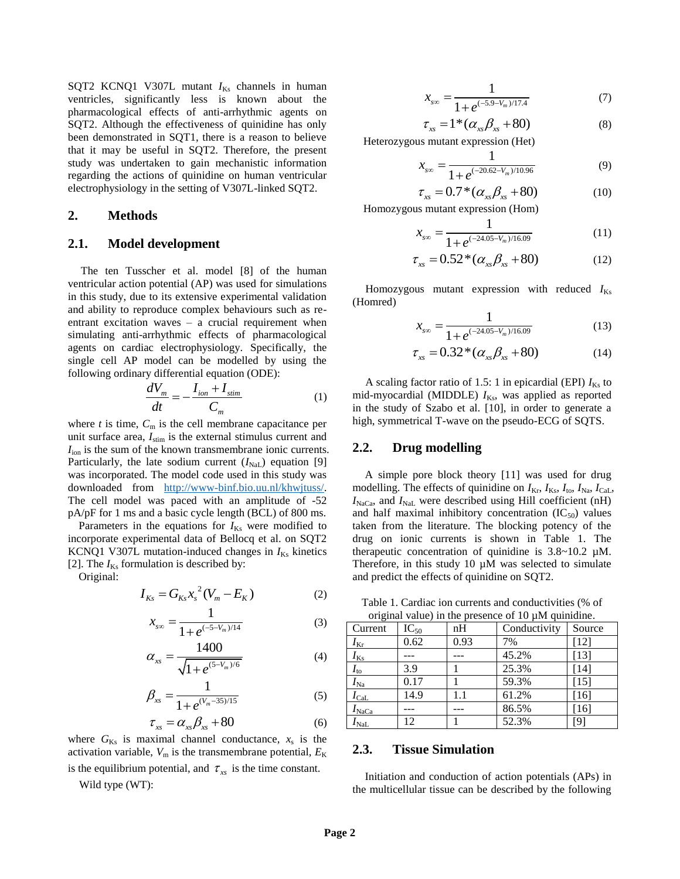SQT2 KCNQ1 V307L mutant $I_{Ks}$ channels in human ventricles, significantly less is known about the pharmacological effects of anti-arrhythmic agents on SQT2. Although the effectiveness of quinidine has only been demonstrated in SQT1, there is a reason to believe that it may be useful in SQT2. Therefore, the present study was undertaken to gain mechanistic information regarding the actions of quinidine on human ventricular electrophysiology in the setting of V307L-linked SQT2.

## 2. Methods

### 2.1. Model development

The ten Tusscher et al. model [8] of the human ventricular action potential (AP) was used for simulations in this study, due to its extensive experimental validation and ability to reproduce complex behaviours such as re-entrant excitation waves – a crucial requirement when simulating anti-arrhythmic effects of pharmacological agents on cardiac electrophysiology. Specifically, the single cell AP model can be modelled by using the following ordinary differential equation (ODE):

$$\frac{dV_m}{dt} = -\frac{I_{ion} + I_{stim}}{C_m} \tag{1}$$

where $t$ is time, $C_m$ is the cell membrane capacitance per unit surface area, $I_{stim}$ is the external stimulus current and $I_{ion}$ is the sum of the known transmembrane ionic currents. Particularly, the late sodium current ($I_{NaL}$) equation [9] was incorporated. The model code used in this study was downloaded from http://www-binf.bio.uu.nl/khwjtuss/. The cell model was paced with an amplitude of -52 pA/pF for 1 ms and a basic cycle length (BCL) of 800 ms.

Parameters in the equations for $I_{Ks}$ were modified to incorporate experimental data of Bellocq et al. on SQT2 KCNQ1 V307L mutation-induced changes in $I_{Ks}$ kinetics [2]. The $I_{Ks}$ formulation is described by:

Original:

$$I_{Ks} = G_{Ks} x_s^2 (V_m - E_K) \tag{2}$$

$$x_{s\infty} = \frac{1}{1 + e^{(-5 - V_m)/14}} \tag{3}$$

$$\alpha_{xs} = \frac{1400}{\sqrt{1 + e^{(5 - V_m)/6}}} \tag{4}$$

$$\beta_{xs} = \frac{1}{1 + e^{(V_m - 35)/15}} \tag{5}$$

$$\tau_{xs} = \alpha_{xs}\beta_{xs} + 80 \tag{6}$$

where $G_{Ks}$ is maximal channel conductance, $x_s$ is the activation variable, $V_m$ is the transmembrane potential, $E_K$ is the equilibrium potential, and $\tau_{xs}$ is the time constant.

Wild type (WT):

$$x_{s\infty} = \frac{1}{1 + e^{(-5.9 - V_m)/17.4}} \tag{7}$$

$$\tau_{xs} = 1 * (\alpha_{xs}\beta_{xs} + 80) \tag{8}$$

Heterozygous mutant expression (Het)

$$x_{s\infty} = \frac{1}{1 + e^{(-20.62 - V_m)/10.96}} \tag{9}$$

$$\tau_{xs} = 0.7 * (\alpha_{xs}\beta_{xs} + 80) \tag{10}$$

Homozygous mutant expression (Hom)

$$x_{s\infty} = \frac{1}{1 + e^{(-24.05 - V_m)/16.09}} \tag{11}$$

$$\tau_{xs} = 0.52 * (\alpha_{xs}\beta_{xs} + 80) \tag{12}$$

Homozygous mutant expression with reduced $I_{Ks}$ (Homred)

$$x_{s\infty} = \frac{1}{1 + e^{(-24.05 - V_m)/16.09}} \tag{13}$$

$$\tau_{xs} = 0.32 * (\alpha_{xs}\beta_{xs} + 80) \tag{14}$$

A scaling factor ratio of 1.5: 1 in epicardial (EPI) $I_{Ks}$ to mid-myocardial (MIDDLE) $I_{Ks}$, was applied as reported in the study of Szabo et al. [10], in order to generate a high, symmetrical T-wave on the pseudo-ECG of SQTS.

### 2.2. Drug modelling

A simple pore block theory [11] was used for drug modelling. The effects of quinidine on $I_{Kr}$, $I_{Ks}$, $I_{to}$, $I_{Na}$, $I_{CaL}$, $I_{NaCa}$, and $I_{NaL}$ were described using Hill coefficient (nH) and half maximal inhibitory concentration ($IC_{50}$) values taken from the literature. The blocking potency of the drug on ionic currents is shown in Table 1. The therapeutic concentration of quinidine is 3.8~10.2 µM. Therefore, in this study 10 µM was selected to simulate and predict the effects of quinidine on SQT2.

Table 1. Cardiac ion currents and conductivities (% of original value) in the presence of 10 µM quinidine.

| Current | $IC_{50}$ | nH | Conductivity | Source |
|---|---|---|---|---|
| $I_{Kr}$ | 0.62 | 0.93 | 7% | [12] |
| $I_{Ks}$ | --- | --- | 45.2% | [13] |
| $I_{to}$ | 3.9 | 1 | 25.3% | [14] |
| $I_{Na}$ | 0.17 | 1 | 59.3% | [15] |
| $I_{CaL}$ | 14.9 | 1.1 | 61.2% | [16] |
| $I_{NaCa}$ | --- | --- | 86.5% | [16] |
| $I_{NaL}$ | 12 | 1 | 52.3% | [9] |

### 2.3. Tissue Simulation

Initiation and conduction of action potentials (APs) in the multicellular tissue can be described by the following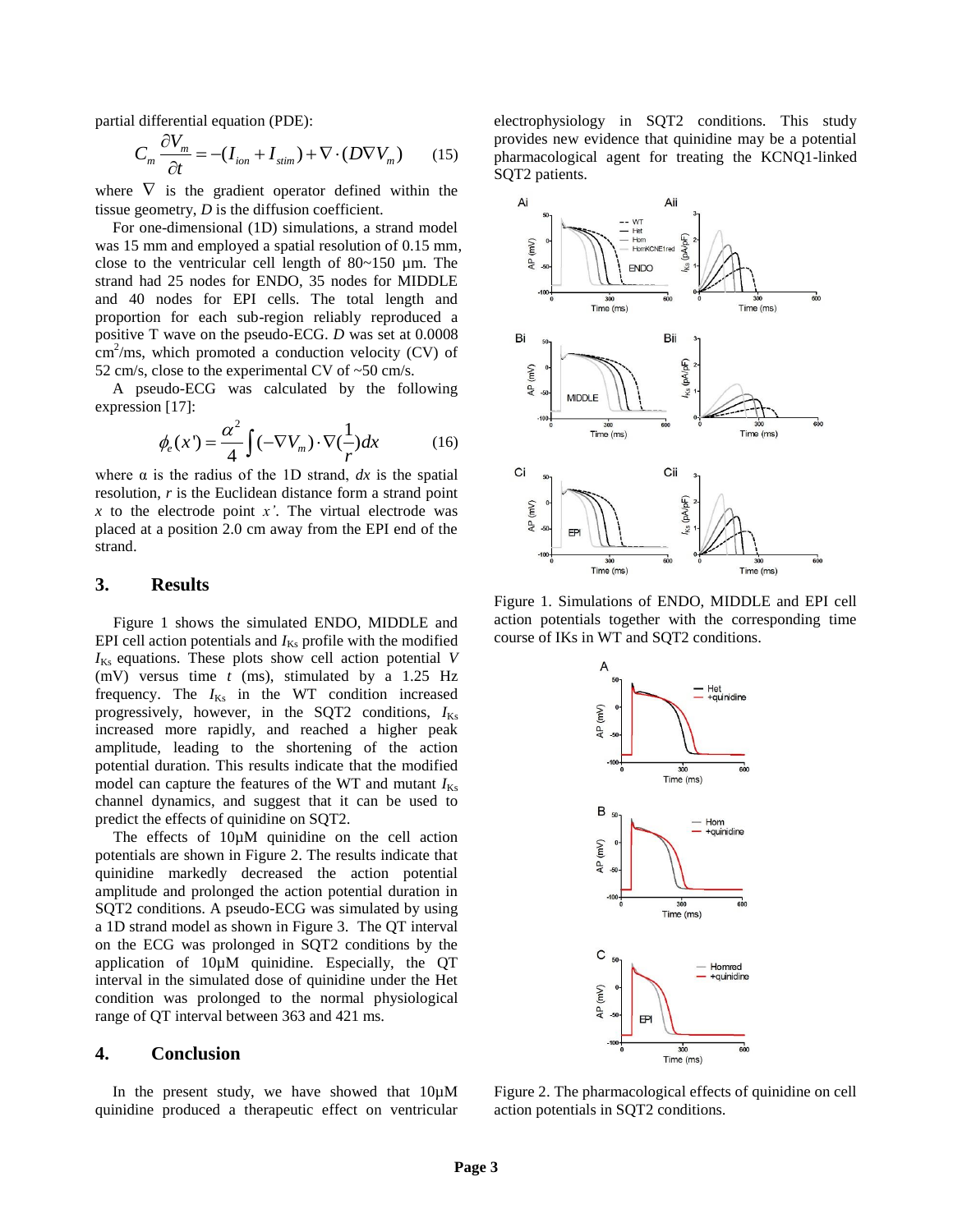partial differential equation (PDE):

$$C_m \frac{\partial V_m}{\partial t} = -(I_{ion} + I_{stim}) + \nabla \cdot (D \nabla V_m) \qquad (15)$$

where $\nabla$ is the gradient operator defined within the tissue geometry, $D$ is the diffusion coefficient.

For one-dimensional (1D) simulations, a strand model was 15 mm and employed a spatial resolution of 0.15 mm, close to the ventricular cell length of 80~150 µm. The strand had 25 nodes for ENDO, 35 nodes for MIDDLE and 40 nodes for EPI cells. The total length and proportion for each sub-region reliably reproduced a positive T wave on the pseudo-ECG. $D$ was set at 0.0008 $cm^2$/ms, which promoted a conduction velocity (CV) of 52 cm/s, close to the experimental CV of ~50 cm/s.

A pseudo-ECG was calculated by the following expression [17]:

$$\phi_e(x') = \frac{\alpha^2}{4} \int (-\nabla V_m) \cdot \nabla (\frac{1}{r}) dx \qquad (16)$$

where α is the radius of the 1D strand, $dx$ is the spatial resolution, $r$ is the Euclidean distance form a strand point $x$ to the electrode point $x'$. The virtual electrode was placed at a position 2.0 cm away from the EPI end of the strand.

## 3. Results

Figure 1 shows the simulated ENDO, MIDDLE and EPI cell action potentials and $I_{Ks}$ profile with the modified $I_{Ks}$ equations. These plots show cell action potential $V$ (mV) versus time $t$ (ms), stimulated by a 1.25 Hz frequency. The $I_{Ks}$ in the WT condition increased progressively, however, in the SQT2 conditions, $I_{Ks}$ increased more rapidly, and reached a higher peak amplitude, leading to the shortening of the action potential duration. This results indicate that the modified model can capture the features of the WT and mutant $I_{Ks}$ channel dynamics, and suggest that it can be used to predict the effects of quinidine on SQT2.

The effects of 10µM quinidine on the cell action potentials are shown in Figure 2. The results indicate that quinidine markedly decreased the action potential amplitude and prolonged the action potential duration in SQT2 conditions. A pseudo-ECG was simulated by using a 1D strand model as shown in Figure 3. The QT interval on the ECG was prolonged in SQT2 conditions by the application of 10µM quinidine. Especially, the QT interval in the simulated dose of quinidine under the Het condition was prolonged to the normal physiological range of QT interval between 363 and 421 ms.

## 4. Conclusion

In the present study, we have showed that 10µM quinidine produced a therapeutic effect on ventricular electrophysiology in SQT2 conditions. This study provides new evidence that quinidine may be a potential pharmacological agent for treating the KCNQ1-linked SQT2 patients.

Figure 1. Simulations of ENDO, MIDDLE and EPI cell action potentials together with the corresponding time course of IKs in WT and SQT2 conditions.

Figure 2. The pharmacological effects of quinidine on cell action potentials in SQT2 conditions.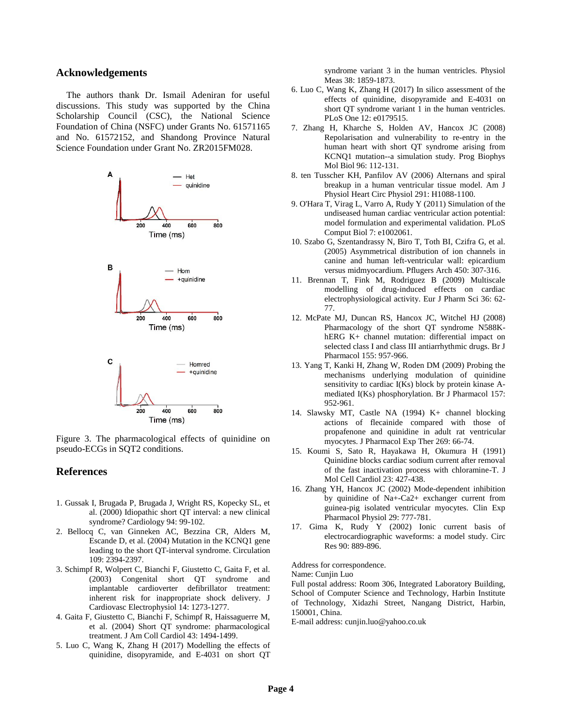## Acknowledgements

The authors thank Dr. Ismail Adeniran for useful discussions. This study was supported by the China Scholarship Council (CSC), the National Science Foundation of China (NSFC) under Grants No. 61571165 and No. 61572152, and Shandong Province Natural Science Foundation under Grant No. ZR2015FM028.

A
Het
quinidine
200 400 600 800
Time (ms)

B
Hom
+quinidine
200 400 600 800
Time (ms)

C
Homred
+quinidine
200 400 600 800
Time (ms)

Figure 3. The pharmacological effects of quinidine on pseudo-ECGs in SQT2 conditions.

## References

1. Gussak I, Brugada P, Brugada J, Wright RS, Kopecky SL, et al. (2000) Idiopathic short QT interval: a new clinical syndrome? Cardiology 94: 99-102.
2. Bellocq C, van Ginneken AC, Bezzina CR, Alders M, Escande D, et al. (2004) Mutation in the KCNQ1 gene leading to the short QT-interval syndrome. Circulation 109: 2394-2397.
3. Schimpf R, Wolpert C, Bianchi F, Giustetto C, Gaita F, et al. (2003) Congenital short QT syndrome and implantable cardioverter defibrillator treatment: inherent risk for inappropriate shock delivery. J Cardiovasc Electrophysiol 14: 1273-1277.
4. Gaita F, Giustetto C, Bianchi F, Schimpf R, Haissaguerre M, et al. (2004) Short QT syndrome: pharmacological treatment. J Am Coll Cardiol 43: 1494-1499.
5. Luo C, Wang K, Zhang H (2017) Modelling the effects of quinidine, disopyramide, and E-4031 on short QT syndrome variant 3 in the human ventricles. Physiol Meas 38: 1859-1873.
6. Luo C, Wang K, Zhang H (2017) In silico assessment of the effects of quinidine, disopyramide and E-4031 on short QT syndrome variant 1 in the human ventricles. PLoS One 12: e0179515.
7. Zhang H, Kharche S, Holden AV, Hancox JC (2008) Repolarisation and vulnerability to re-entry in the human heart with short QT syndrome arising from KCNQ1 mutation--a simulation study. Prog Biophys Mol Biol 96: 112-131.
8. ten Tusscher KH, Panfilov AV (2006) Alternans and spiral breakup in a human ventricular tissue model. Am J Physiol Heart Circ Physiol 291: H1088-1100.
9. O'Hara T, Virag L, Varro A, Rudy Y (2011) Simulation of the undiseased human cardiac ventricular action potential: model formulation and experimental validation. PLoS Comput Biol 7: e1002061.
10. Szabo G, Szentandrassy N, Biro T, Toth BI, Czifra G, et al. (2005) Asymmetrical distribution of ion channels in canine and human left-ventricular wall: epicardium versus midmyocardium. Pflugers Arch 450: 307-316.
11. Brennan T, Fink M, Rodriguez B (2009) Multiscale modelling of drug-induced effects on cardiac electrophysiological activity. Eur J Pharm Sci 36: 62-77.
12. McPate MJ, Duncan RS, Hancox JC, Witchel HJ (2008) Pharmacology of the short QT syndrome N588K-hERG K+ channel mutation: differential impact on selected class I and class III antiarrhythmic drugs. Br J Pharmacol 155: 957-966.
13. Yang T, Kanki H, Zhang W, Roden DM (2009) Probing the mechanisms underlying modulation of quinidine sensitivity to cardiac I(Ks) block by protein kinase A-mediated I(Ks) phosphorylation. Br J Pharmacol 157: 952-961.
14. Slawsky MT, Castle NA (1994) K+ channel blocking actions of flecainide compared with those of propafenone and quinidine in adult rat ventricular myocytes. J Pharmacol Exp Ther 269: 66-74.
15. Koumi S, Sato R, Hayakawa H, Okumura H (1991) Quinidine blocks cardiac sodium current after removal of the fast inactivation process with chloramine-T. J Mol Cell Cardiol 23: 427-438.
16. Zhang YH, Hancox JC (2002) Mode-dependent inhibition by quinidine of Na+-Ca2+ exchanger current from guinea-pig isolated ventricular myocytes. Clin Exp Pharmacol Physiol 29: 777-781.
17. Gima K, Rudy Y (2002) Ionic current basis of electrocardiographic waveforms: a model study. Circ Res 90: 889-896.

Address for correspondence.
Name: Cunjin Luo
Full postal address: Room 306, Integrated Laboratory Building, School of Computer Science and Technology, Harbin Institute of Technology, Xidazhi Street, Nangang District, Harbin, 150001, China.
E-mail address: cunjin.luo@yahoo.co.uk